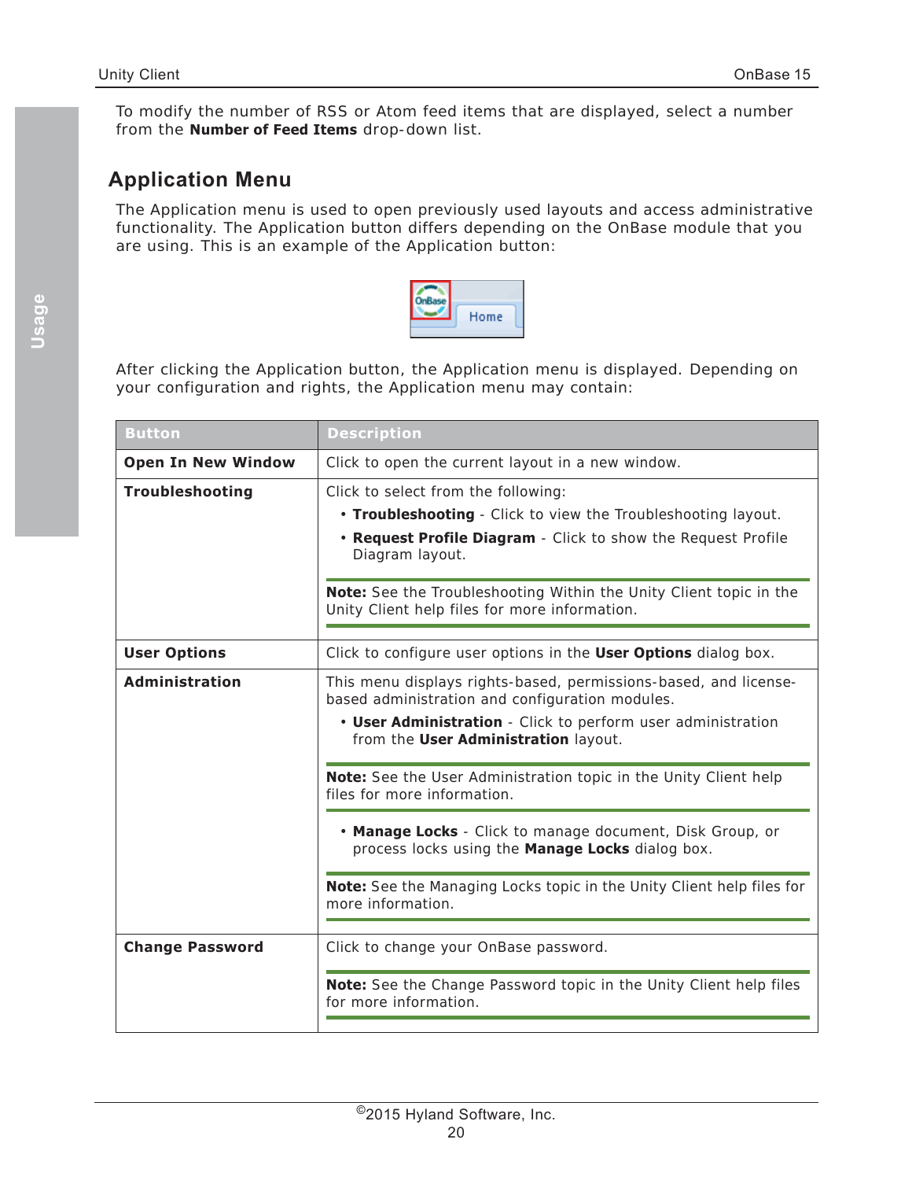To modify the number of RSS or Atom feed items that are displayed, select a number from the **Number of Feed Items** drop-down list.

## Application Menu

The Application menu is used to open previously used layouts and access administrative functionality. The Application button differs depending on the OnBase module that you are using. This is an example of the Application button:

After clicking the Application button, the Application menu is displayed. Depending on your configuration and rights, the Application menu may contain:

| Button | Description |
|---|---|
| **Open In New Window** | Click to open the current layout in a new window. |
| **Troubleshooting** | Click to select from the following:<br>• **Troubleshooting** - Click to view the Troubleshooting layout.<br>• **Request Profile Diagram** - Click to show the Request Profile Diagram layout.<br>**Note:** See the Troubleshooting Within the Unity Client topic in the Unity Client help files for more information. |
| **User Options** | Click to configure user options in the **User Options** dialog box. |
| **Administration** | This menu displays rights-based, permissions-based, and license-based administration and configuration modules.<br>• **User Administration** - Click to perform user administration from the **User Administration** layout.<br>**Note:** See the User Administration topic in the Unity Client help files for more information.<br>• **Manage Locks** - Click to manage document, Disk Group, or process locks using the **Manage Locks** dialog box.<br>**Note:** See the Managing Locks topic in the Unity Client help files for more information. |
| **Change Password** | Click to change your OnBase password.<br>**Note:** See the Change Password topic in the Unity Client help files for more information. |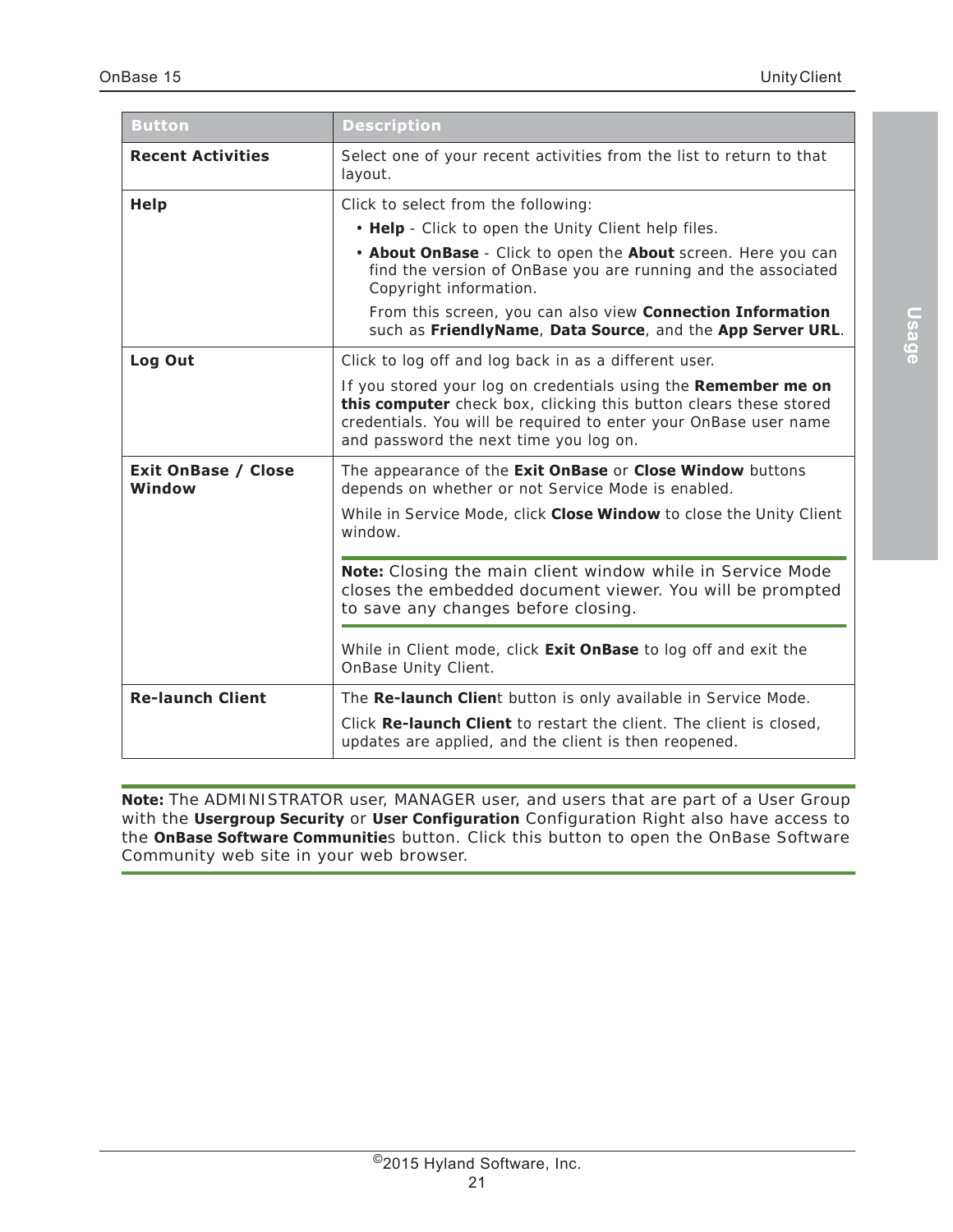| Button | Description |
| --- | --- |
| **Recent Activities** | Select one of your recent activities from the list to return to that layout. |
| **Help** | Click to select from the following:<br>• **Help** - Click to open the Unity Client help files.<br>• **About OnBase** - Click to open the **About** screen. Here you can find the version of OnBase you are running and the associated Copyright information.<br>From this screen, you can also view **Connection Information** such as **FriendlyName**, **Data Source**, and the **App Server URL**. |
| **Log Out** | Click to log off and log back in as a different user.<br>If you stored your log on credentials using the **Remember me on this computer** check box, clicking this button clears these stored credentials. You will be required to enter your OnBase user name and password the next time you log on. |
| **Exit OnBase / Close Window** | The appearance of the **Exit OnBase** or **Close Window** buttons depends on whether or not Service Mode is enabled.<br>While in Service Mode, click **Close Window** to close the Unity Client window.<br>**Note:** Closing the main client window while in Service Mode closes the embedded document viewer. You will be prompted to save any changes before closing.<br>While in Client mode, click **Exit OnBase** to log off and exit the OnBase Unity Client. |
| **Re-launch Client** | The **Re-launch Clien**t button is only available in Service Mode.<br>Click **Re-launch Client** to restart the client. The client is closed, updates are applied, and the client is then reopened. |

**Note:** The ADMINISTRATOR user, MANAGER user, and users that are part of a User Group with the **Usergroup Security** or **User Configuration** Configuration Right also have access to the **OnBase Software Communitie**s button. Click this button to open the OnBase Software Community web site in your web browser.